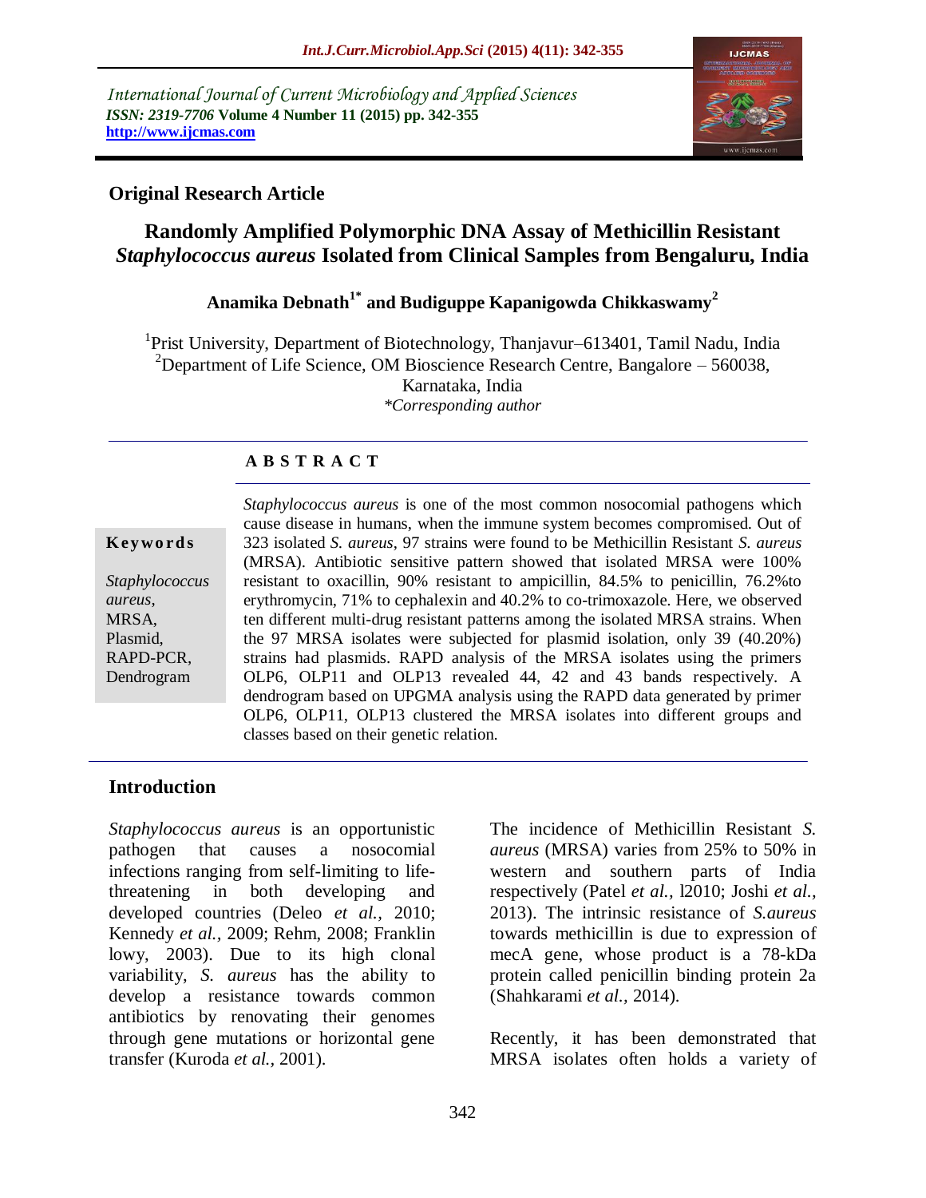International Journal of Current Microbiology and Applied Sciences
*ISSN: 2319-7706* **Volume 4 Number 11 (2015) pp. 342-355**
**http://www.ijcmas.com**

**Original Research Article**

# Randomly Amplified Polymorphic DNA Assay of Methicillin Resistant *Staphylococcus aureus* Isolated from Clinical Samples from Bengaluru, India

**Anamika Debnath[1*] and Budiguppe Kapanigowda Chikkaswamy[2]**

[1]Prist University, Department of Biotechnology, Thanjavur–613401, Tamil Nadu, India
[2]Department of Life Science, OM Bioscience Research Centre, Bangalore – 560038, Karnataka, India
*\*Corresponding author*

## ABSTRACT

**Keywords**

*Staphylococcus aureus*, MRSA, Plasmid, RAPD-PCR, Dendrogram

*Staphylococcus aureus* is one of the most common nosocomial pathogens which cause disease in humans, when the immune system becomes compromised. Out of 323 isolated *S. aureus*, 97 strains were found to be Methicillin Resistant *S. aureus* (MRSA). Antibiotic sensitive pattern showed that isolated MRSA were 100% resistant to oxacillin, 90% resistant to ampicillin, 84.5% to penicillin, 76.2%to erythromycin, 71% to cephalexin and 40.2% to co-trimoxazole. Here, we observed ten different multi-drug resistant patterns among the isolated MRSA strains. When the 97 MRSA isolates were subjected for plasmid isolation, only 39 (40.20%) strains had plasmids. RAPD analysis of the MRSA isolates using the primers OLP6, OLP11 and OLP13 revealed 44, 42 and 43 bands respectively. A dendrogram based on UPGMA analysis using the RAPD data generated by primer OLP6, OLP11, OLP13 clustered the MRSA isolates into different groups and classes based on their genetic relation.

## Introduction

*Staphylococcus aureus* is an opportunistic pathogen that causes a nosocomial infections ranging from self-limiting to life-threatening in both developing and developed countries (Deleo *et al.,* 2010; Kennedy *et al.,* 2009; Rehm, 2008; Franklin lowy, 2003). Due to its high clonal variability, *S. aureus* has the ability to develop a resistance towards common antibiotics by renovating their genomes through gene mutations or horizontal gene transfer (Kuroda *et al.,* 2001).

The incidence of Methicillin Resistant *S. aureus* (MRSA) varies from 25% to 50% in western and southern parts of India respectively (Patel *et al.,* l2010; Joshi *et al.,* 2013). The intrinsic resistance of *S.aureus* towards methicillin is due to expression of mecA gene, whose product is a 78-kDa protein called penicillin binding protein 2a (Shahkarami *et al.,* 2014).

Recently, it has been demonstrated that MRSA isolates often holds a variety of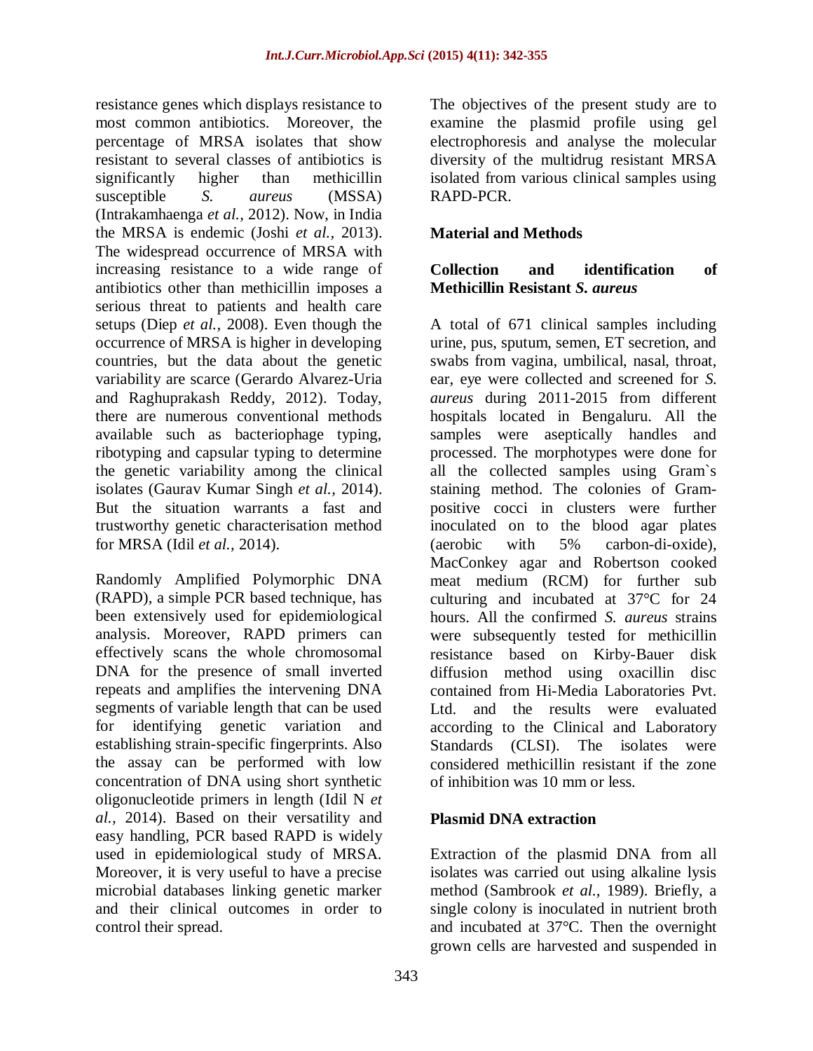resistance genes which displays resistance to most common antibiotics. Moreover, the percentage of MRSA isolates that show resistant to several classes of antibiotics is significantly higher than methicillin susceptible *S. aureus* (MSSA) (Intrakamhaenga *et al.*, 2012). Now, in India the MRSA is endemic (Joshi *et al.*, 2013). The widespread occurrence of MRSA with increasing resistance to a wide range of antibiotics other than methicillin imposes a serious threat to patients and health care setups (Diep *et al.*, 2008). Even though the occurrence of MRSA is higher in developing countries, but the data about the genetic variability are scarce (Gerardo Alvarez-Uria and Raghuprakash Reddy, 2012). Today, there are numerous conventional methods available such as bacteriophage typing, ribotyping and capsular typing to determine the genetic variability among the clinical isolates (Gaurav Kumar Singh *et al.*, 2014). But the situation warrants a fast and trustworthy genetic characterisation method for MRSA (Idil *et al.*, 2014).

Randomly Amplified Polymorphic DNA (RAPD), a simple PCR based technique, has been extensively used for epidemiological analysis. Moreover, RAPD primers can effectively scans the whole chromosomal DNA for the presence of small inverted repeats and amplifies the intervening DNA segments of variable length that can be used for identifying genetic variation and establishing strain-specific fingerprints. Also the assay can be performed with low concentration of DNA using short synthetic oligonucleotide primers in length (Idil N *et al.*, 2014). Based on their versatility and easy handling, PCR based RAPD is widely used in epidemiological study of MRSA. Moreover, it is very useful to have a precise microbial databases linking genetic marker and their clinical outcomes in order to control their spread.

The objectives of the present study are to examine the plasmid profile using gel electrophoresis and analyse the molecular diversity of the multidrug resistant MRSA isolated from various clinical samples using RAPD-PCR.

## Material and Methods

### Collection and identification of Methicillin Resistant *S. aureus*

A total of 671 clinical samples including urine, pus, sputum, semen, ET secretion, and swabs from vagina, umbilical, nasal, throat, ear, eye were collected and screened for *S. aureus* during 2011-2015 from different hospitals located in Bengaluru. All the samples were aseptically handles and processed. The morphotypes were done for all the collected samples using Gram`s staining method. The colonies of Gram-positive cocci in clusters were further inoculated on to the blood agar plates (aerobic with 5% carbon-di-oxide), MacConkey agar and Robertson cooked meat medium (RCM) for further sub culturing and incubated at 37°C for 24 hours. All the confirmed *S. aureus* strains were subsequently tested for methicillin resistance based on Kirby-Bauer disk diffusion method using oxacillin disc contained from Hi-Media Laboratories Pvt. Ltd. and the results were evaluated according to the Clinical and Laboratory Standards (CLSI). The isolates were considered methicillin resistant if the zone of inhibition was 10 mm or less.

### Plasmid DNA extraction

Extraction of the plasmid DNA from all isolates was carried out using alkaline lysis method (Sambrook *et al.*, 1989). Briefly, a single colony is inoculated in nutrient broth and incubated at 37°C. Then the overnight grown cells are harvested and suspended in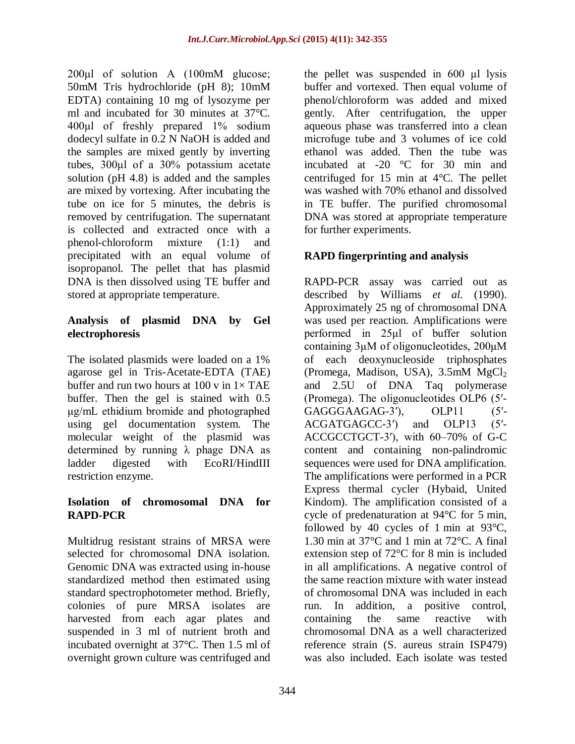200μl of solution A (100mM glucose; 50mM Tris hydrochloride (pH 8); 10mM EDTA) containing 10 mg of lysozyme per ml and incubated for 30 minutes at 37°C. 400μl of freshly prepared 1% sodium dodecyl sulfate in 0.2 N NaOH is added and the samples are mixed gently by inverting tubes, 300μl of a 30% potassium acetate solution (pH 4.8) is added and the samples are mixed by vortexing. After incubating the tube on ice for 5 minutes, the debris is removed by centrifugation. The supernatant is collected and extracted once with a phenol-chloroform mixture (1:1) and precipitated with an equal volume of isopropanol. The pellet that has plasmid DNA is then dissolved using TE buffer and stored at appropriate temperature.

### Analysis of plasmid DNA by Gel electrophoresis

The isolated plasmids were loaded on a 1% agarose gel in Tris-Acetate-EDTA (TAE) buffer and run two hours at 100 v in 1× TAE buffer. Then the gel is stained with 0.5 μg/mL ethidium bromide and photographed using gel documentation system. The molecular weight of the plasmid was determined by running λ phage DNA as ladder digested with EcoRI/HindIII restriction enzyme.

### Isolation of chromosomal DNA for RAPD-PCR

Multidrug resistant strains of MRSA were selected for chromosomal DNA isolation. Genomic DNA was extracted using in-house standardized method then estimated using standard spectrophotometer method. Briefly, colonies of pure MRSA isolates are harvested from each agar plates and suspended in 3 ml of nutrient broth and incubated overnight at 37°C. Then 1.5 ml of overnight grown culture was centrifuged and the pellet was suspended in 600 μl lysis buffer and vortexed. Then equal volume of phenol/chloroform was added and mixed gently. After centrifugation, the upper aqueous phase was transferred into a clean microfuge tube and 3 volumes of ice cold ethanol was added. Then the tube was incubated at -20 °C for 30 min and centrifuged for 15 min at 4°C. The pellet was washed with 70% ethanol and dissolved in TE buffer. The purified chromosomal DNA was stored at appropriate temperature for further experiments.

### RAPD fingerprinting and analysis

RAPD-PCR assay was carried out as described by Williams *et al.* (1990). Approximately 25 ng of chromosomal DNA was used per reaction. Amplifications were performed in 25μl of buffer solution containing 3μM of oligonucleotides, 200μM of each deoxynucleoside triphosphates (Promega, Madison, USA), 3.5mM $MgCl_2$ and 2.5U of DNA Taq polymerase (Promega). The oligonucleotides OLP6 (5′-GAGGGAAGAG-3′), OLP11 (5′-ACGATGAGCC-3′) and OLP13 (5′-ACCGCCTGCT-3′), with 60–70% of G-C content and containing non-palindromic sequences were used for DNA amplification. The amplifications were performed in a PCR Express thermal cycler (Hybaid, United Kindom). The amplification consisted of a cycle of predenaturation at 94°C for 5 min, followed by 40 cycles of 1 min at 93°C, 1.30 min at 37°C and 1 min at 72°C. A final extension step of 72°C for 8 min is included in all amplifications. A negative control of the same reaction mixture with water instead of chromosomal DNA was included in each run. In addition, a positive control, containing the same reactive with chromosomal DNA as a well characterized reference strain (S. aureus strain ISP479) was also included. Each isolate was tested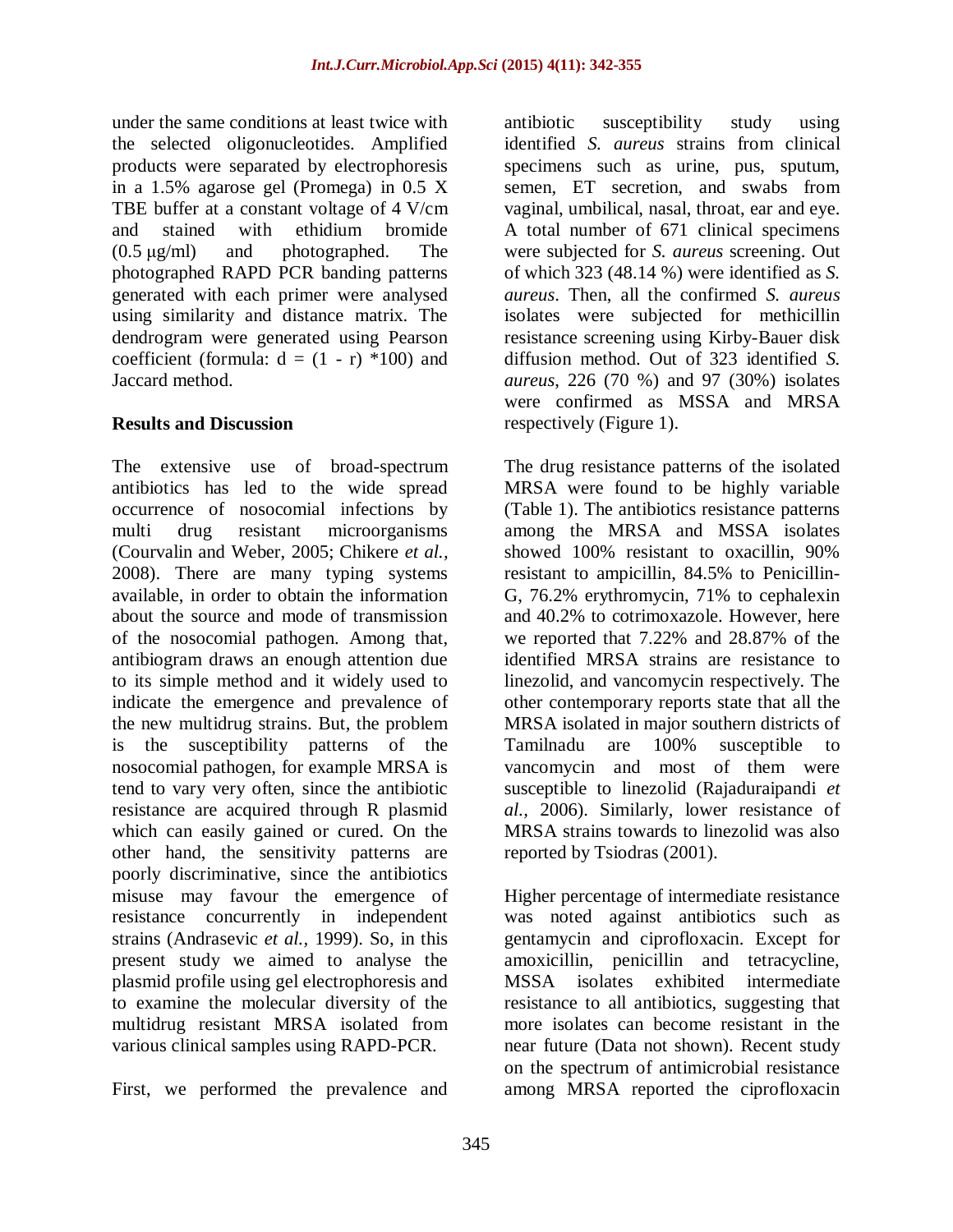under the same conditions at least twice with the selected oligonucleotides. Amplified products were separated by electrophoresis in a 1.5% agarose gel (Promega) in 0.5 X TBE buffer at a constant voltage of 4 V/cm and stained with ethidium bromide (0.5 μg/ml) and photographed. The photographed RAPD PCR banding patterns generated with each primer were analysed using similarity and distance matrix. The dendrogram were generated using Pearson coefficient (formula: $d = (1 - r) * 100$) and Jaccard method.

## Results and Discussion

The extensive use of broad-spectrum antibiotics has led to the wide spread occurrence of nosocomial infections by multi drug resistant microorganisms (Courvalin and Weber, 2005; Chikere *et al.,* 2008). There are many typing systems available, in order to obtain the information about the source and mode of transmission of the nosocomial pathogen. Among that, antibiogram draws an enough attention due to its simple method and it widely used to indicate the emergence and prevalence of the new multidrug strains. But, the problem is the susceptibility patterns of the nosocomial pathogen, for example MRSA is tend to vary very often, since the antibiotic resistance are acquired through R plasmid which can easily gained or cured. On the other hand, the sensitivity patterns are poorly discriminative, since the antibiotics misuse may favour the emergence of resistance concurrently in independent strains (Andrasevic *et al.,* 1999). So, in this present study we aimed to analyse the plasmid profile using gel electrophoresis and to examine the molecular diversity of the multidrug resistant MRSA isolated from various clinical samples using RAPD-PCR.

First, we performed the prevalence and antibiotic susceptibility study using identified *S. aureus* strains from clinical specimens such as urine, pus, sputum, semen, ET secretion, and swabs from vaginal, umbilical, nasal, throat, ear and eye. A total number of 671 clinical specimens were subjected for *S. aureus* screening. Out of which 323 (48.14 %) were identified as *S. aureus*. Then, all the confirmed *S. aureus* isolates were subjected for methicillin resistance screening using Kirby-Bauer disk diffusion method. Out of 323 identified *S. aureus*, 226 (70 %) and 97 (30%) isolates were confirmed as MSSA and MRSA respectively (Figure 1).

The drug resistance patterns of the isolated MRSA were found to be highly variable (Table 1). The antibiotics resistance patterns among the MRSA and MSSA isolates showed 100% resistant to oxacillin, 90% resistant to ampicillin, 84.5% to Penicillin-G, 76.2% erythromycin, 71% to cephalexin and 40.2% to cotrimoxazole. However, here we reported that 7.22% and 28.87% of the identified MRSA strains are resistance to linezolid, and vancomycin respectively. The other contemporary reports state that all the MRSA isolated in major southern districts of Tamilnadu are 100% susceptible to vancomycin and most of them were susceptible to linezolid (Rajaduraipandi *et al.,* 2006). Similarly, lower resistance of MRSA strains towards to linezolid was also reported by Tsiodras (2001).

Higher percentage of intermediate resistance was noted against antibiotics such as gentamycin and ciprofloxacin. Except for amoxicillin, penicillin and tetracycline, MSSA isolates exhibited intermediate resistance to all antibiotics, suggesting that more isolates can become resistant in the near future (Data not shown). Recent study on the spectrum of antimicrobial resistance among MRSA reported the ciprofloxacin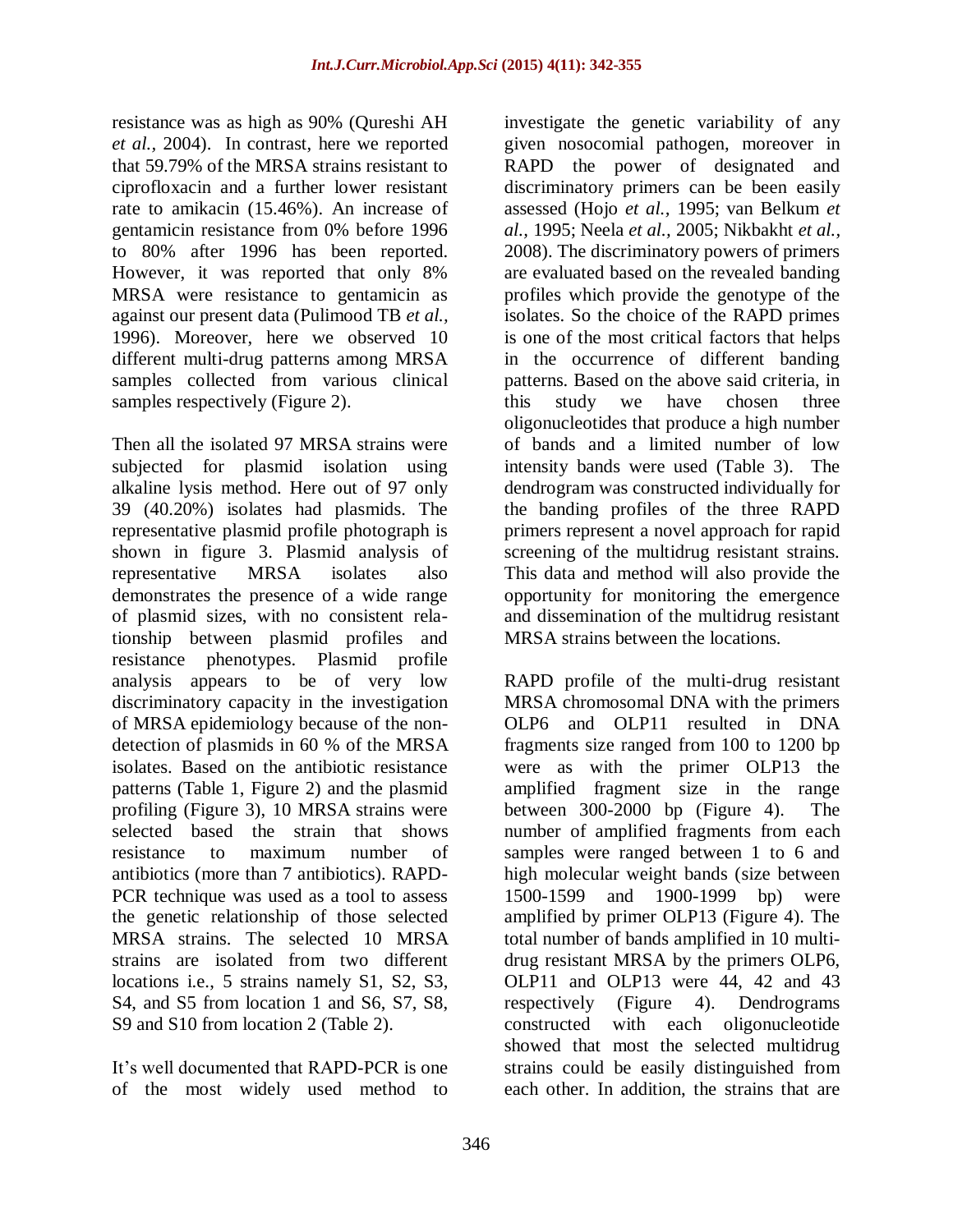resistance was as high as 90% (Qureshi AH *et al.,* 2004). In contrast, here we reported that 59.79% of the MRSA strains resistant to ciprofloxacin and a further lower resistant rate to amikacin (15.46%). An increase of gentamicin resistance from 0% before 1996 to 80% after 1996 has been reported. However, it was reported that only 8% MRSA were resistance to gentamicin as against our present data (Pulimood TB *et al.,* 1996). Moreover, here we observed 10 different multi-drug patterns among MRSA samples collected from various clinical samples respectively (Figure 2).

Then all the isolated 97 MRSA strains were subjected for plasmid isolation using alkaline lysis method. Here out of 97 only 39 (40.20%) isolates had plasmids. The representative plasmid profile photograph is shown in figure 3. Plasmid analysis of representative MRSA isolates also demonstrates the presence of a wide range of plasmid sizes, with no consistent relationship between plasmid profiles and resistance phenotypes. Plasmid profile analysis appears to be of very low discriminatory capacity in the investigation of MRSA epidemiology because of the non-detection of plasmids in 60 % of the MRSA isolates. Based on the antibiotic resistance patterns (Table 1, Figure 2) and the plasmid profiling (Figure 3), 10 MRSA strains were selected based the strain that shows resistance to maximum number of antibiotics (more than 7 antibiotics). RAPD-PCR technique was used as a tool to assess the genetic relationship of those selected MRSA strains. The selected 10 MRSA strains are isolated from two different locations i.e., 5 strains namely S1, S2, S3, S4, and S5 from location 1 and S6, S7, S8, S9 and S10 from location 2 (Table 2).

It's well documented that RAPD-PCR is one of the most widely used method to investigate the genetic variability of any given nosocomial pathogen, moreover in RAPD the power of designated and discriminatory primers can be been easily assessed (Hojo *et al.,* 1995; van Belkum *et al.,* 1995; Neela *et al.,* 2005; Nikbakht *et al.,* 2008). The discriminatory powers of primers are evaluated based on the revealed banding profiles which provide the genotype of the isolates. So the choice of the RAPD primes is one of the most critical factors that helps in the occurrence of different banding patterns. Based on the above said criteria, in this study we have chosen three oligonucleotides that produce a high number of bands and a limited number of low intensity bands were used (Table 3). The dendrogram was constructed individually for the banding profiles of the three RAPD primers represent a novel approach for rapid screening of the multidrug resistant strains. This data and method will also provide the opportunity for monitoring the emergence and dissemination of the multidrug resistant MRSA strains between the locations.

RAPD profile of the multi-drug resistant MRSA chromosomal DNA with the primers OLP6 and OLP11 resulted in DNA fragments size ranged from 100 to 1200 bp were as with the primer OLP13 the amplified fragment size in the range between 300-2000 bp (Figure 4). The number of amplified fragments from each samples were ranged between 1 to 6 and high molecular weight bands (size between 1500-1599 and 1900-1999 bp) were amplified by primer OLP13 (Figure 4). The total number of bands amplified in 10 multi-drug resistant MRSA by the primers OLP6, OLP11 and OLP13 were 44, 42 and 43 respectively (Figure 4). Dendrograms constructed with each oligonucleotide showed that most the selected multidrug strains could be easily distinguished from each other. In addition, the strains that are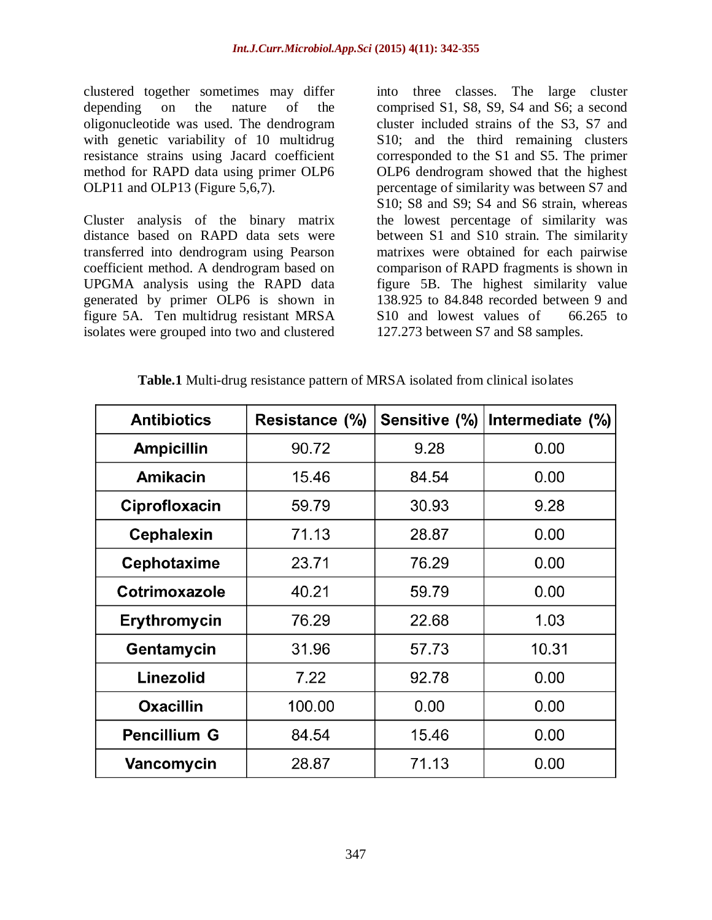clustered together sometimes may differ depending on the nature of the oligonucleotide was used. The dendrogram with genetic variability of 10 multidrug resistance strains using Jacard coefficient method for RAPD data using primer OLP6 OLP11 and OLP13 (Figure 5,6,7).

Cluster analysis of the binary matrix distance based on RAPD data sets were transferred into dendrogram using Pearson coefficient method. A dendrogram based on UPGMA analysis using the RAPD data generated by primer OLP6 is shown in figure 5A. Ten multidrug resistant MRSA isolates were grouped into two and clustered into three classes. The large cluster comprised S1, S8, S9, S4 and S6; a second cluster included strains of the S3, S7 and S10; and the third remaining clusters corresponded to the S1 and S5. The primer OLP6 dendrogram showed that the highest percentage of similarity was between S7 and S10; S8 and S9; S4 and S6 strain, whereas the lowest percentage of similarity was between S1 and S10 strain. The similarity matrixes were obtained for each pairwise comparison of RAPD fragments is shown in figure 5B. The highest similarity value 138.925 to 84.848 recorded between 9 and S10 and lowest values of 66.265 to 127.273 between S7 and S8 samples.

**Table.1** Multi-drug resistance pattern of MRSA isolated from clinical isolates

| Antibiotics | Resistance (%) | Sensitive (%) | Intermediate (%) |
|---|---|---|---|
| Ampicillin | 90.72 | 9.28 | 0.00 |
| Amikacin | 15.46 | 84.54 | 0.00 |
| Ciprofloxacin | 59.79 | 30.93 | 9.28 |
| Cephalexin | 71.13 | 28.87 | 0.00 |
| Cephotaxime | 23.71 | 76.29 | 0.00 |
| Cotrimoxazole | 40.21 | 59.79 | 0.00 |
| Erythromycin | 76.29 | 22.68 | 1.03 |
| Gentamycin | 31.96 | 57.73 | 10.31 |
| Linezolid | 7.22 | 92.78 | 0.00 |
| Oxacillin | 100.00 | 0.00 | 0.00 |
| Pencillium G | 84.54 | 15.46 | 0.00 |
| Vancomycin | 28.87 | 71.13 | 0.00 |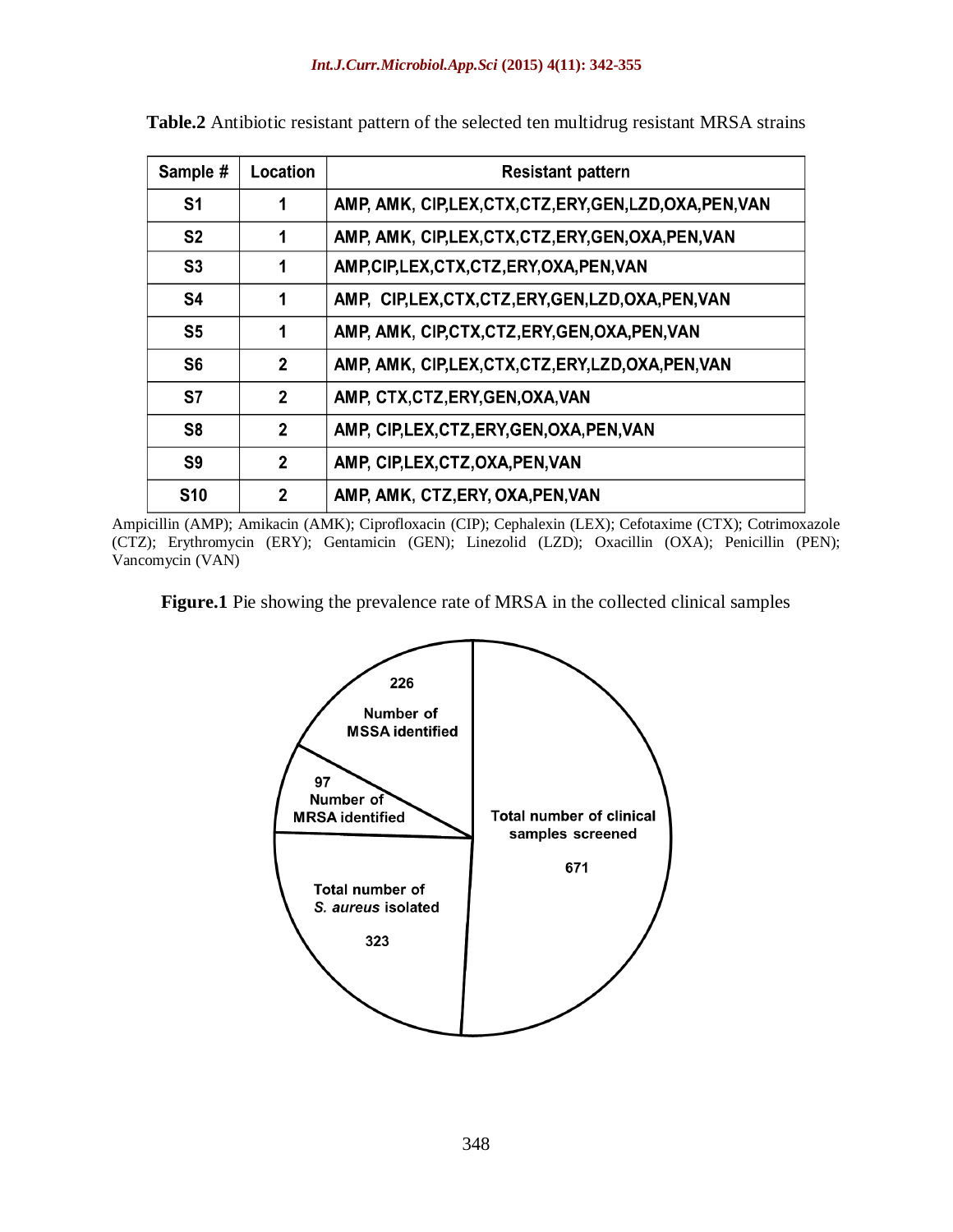**Table.2** Antibiotic resistant pattern of the selected ten multidrug resistant MRSA strains

| Sample # | Location | Resistant pattern |
|---|---|---|
| S1 | 1 | AMP, AMK, CIP,LEX,CTX,CTZ,ERY,GEN,LZD,OXA,PEN,VAN |
| S2 | 1 | AMP, AMK, CIP,LEX,CTX,CTZ,ERY,GEN,OXA,PEN,VAN |
| S3 | 1 | AMP,CIP,LEX,CTX,CTZ,ERY,OXA,PEN,VAN |
| S4 | 1 | AMP, CIP,LEX,CTX,CTZ,ERY,GEN,LZD,OXA,PEN,VAN |
| S5 | 1 | AMP, AMK, CIP,CTX,CTZ,ERY,GEN,OXA,PEN,VAN |
| S6 | 2 | AMP, AMK, CIP,LEX,CTX,CTZ,ERY,LZD,OXA,PEN,VAN |
| S7 | 2 | AMP, CTX,CTZ,ERY,GEN,OXA,VAN |
| S8 | 2 | AMP, CIP,LEX,CTZ,ERY,GEN,OXA,PEN,VAN |
| S9 | 2 | AMP, CIP,LEX,CTZ,OXA,PEN,VAN |
| S10 | 2 | AMP, AMK, CTZ,ERY, OXA,PEN,VAN |

Ampicillin (AMP); Amikacin (AMK); Ciprofloxacin (CIP); Cephalexin (LEX); Cefotaxime (CTX); Cotrimoxazole (CTZ); Erythromycin (ERY); Gentamicin (GEN); Linezolid (LZD); Oxacillin (OXA); Penicillin (PEN); Vancomycin (VAN)

**Figure.1** Pie showing the prevalence rate of MRSA in the collected clinical samples

226 Number of MSSA identified

97 Number of MRSA identified

Total number of clinical samples screened 671

Total number of *S. aureus* isolated 323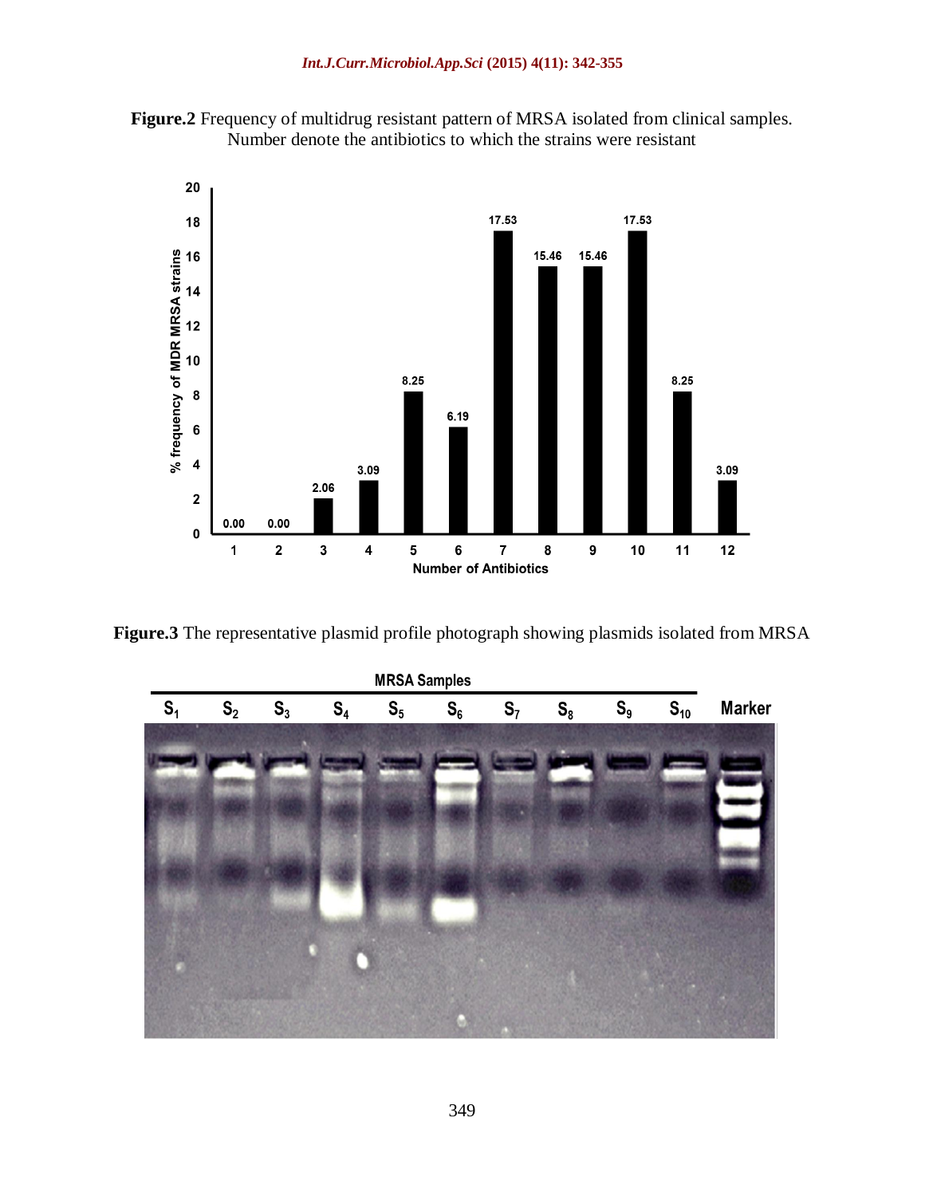**Figure.2** Frequency of multidrug resistant pattern of MRSA isolated from clinical samples. Number denote the antibiotics to which the strains were resistant

| Number of Antibiotics | % frequency of MDR MRSA strains |
|---|---|
| 1 | 0.00 |
| 2 | 0.00 |
| 3 | 2.06 |
| 4 | 3.09 |
| 5 | 8.25 |
| 6 | 6.19 |
| 7 | 17.53 |
| 8 | 15.46 |
| 9 | 15.46 |
| 10 | 17.53 |
| 11 | 8.25 |
| 12 | 3.09 |

**Figure.3** The representative plasmid profile photograph showing plasmids isolated from MRSA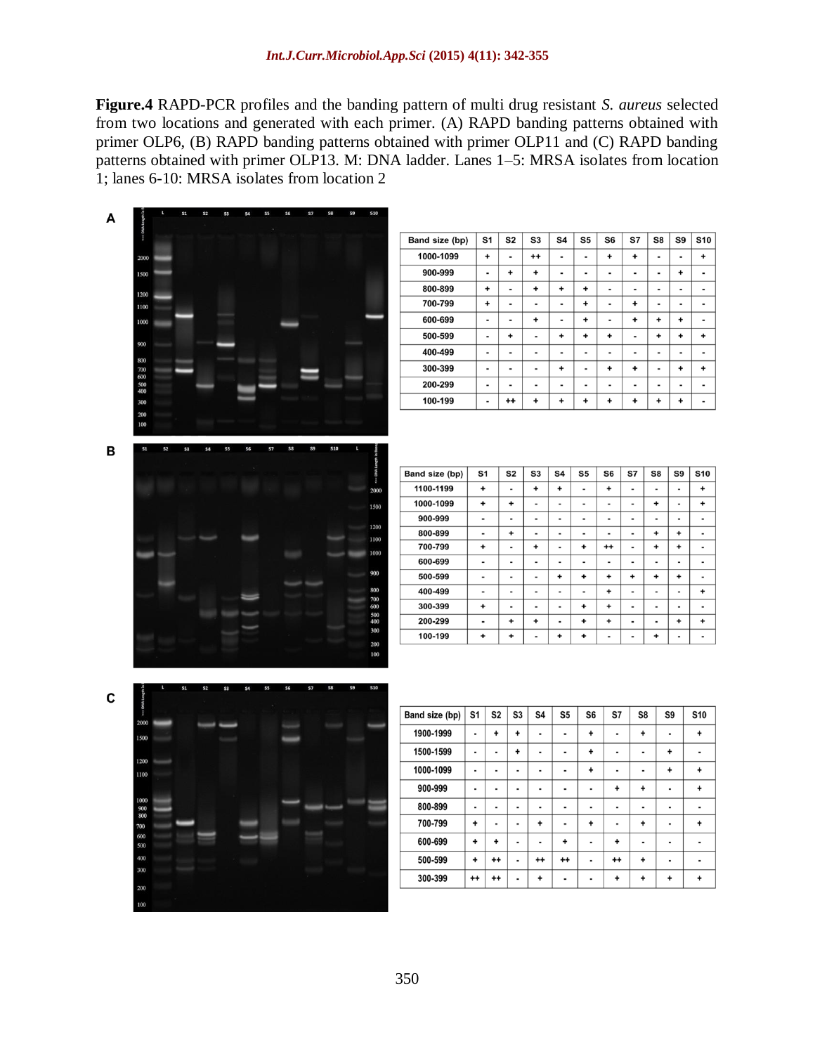**Figure.4** RAPD-PCR profiles and the banding pattern of multi drug resistant *S. aureus* selected from two locations and generated with each primer. (A) RAPD banding patterns obtained with primer OLP6, (B) RAPD banding patterns obtained with primer OLP11 and (C) RAPD banding patterns obtained with primer OLP13. M: DNA ladder. Lanes 1–5: MRSA isolates from location 1; lanes 6-10: MRSA isolates from location 2

**A**

| Band size (bp) | S1 | S2 | S3 | S4 | S5 | S6 | S7 | S8 | S9 | S10 |
|---|---|---|---|---|---|---|---|---|---|---|
| 1000-1099 | + | - | ++ | - | - | + | + | - | - | + |
| 900-999 | - | + | + | - | - | - | - | - | + | - |
| 800-899 | + | - | + | + | + | - | - | - | - | - |
| 700-799 | + | - | - | - | + | - | + | - | - | - |
| 600-699 | - | - | + | - | + | - | + | + | + | - |
| 500-599 | - | + | - | + | + | + | - | + | + | + |
| 400-499 | - | - | - | - | - | - | - | - | - | - |
| 300-399 | - | - | - | + | - | + | + | - | + | + |
| 200-299 | - | - | - | - | - | - | - | - | - | - |
| 100-199 | - | ++ | + | + | + | + | + | + | + | - |

**B**

| Band size (bp) | S1 | S2 | S3 | S4 | S5 | S6 | S7 | S8 | S9 | S10 |
|---|---|---|---|---|---|---|---|---|---|---|
| 1100-1199 | + | - | + | + | - | + | - | - | - | + |
| 1000-1099 | + | + | - | - | - | - | - | + | - | + |
| 900-999 | - | - | - | - | - | - | - | - | - | - |
| 800-899 | - | + | - | - | - | - | - | + | + | - |
| 700-799 | + | - | + | - | + | ++ | - | + | + | - |
| 600-699 | - | - | - | - | - | - | - | - | - | - |
| 500-599 | - | - | - | + | + | + | + | + | + | - |
| 400-499 | - | - | - | - | - | + | - | - | - | + |
| 300-399 | + | - | - | - | + | + | - | - | - | - |
| 200-299 | - | + | + | - | + | + | - | - | + | + |
| 100-199 | + | + | - | + | + | - | - | + | - | - |

**C**

| Band size (bp) | S1 | S2 | S3 | S4 | S5 | S6 | S7 | S8 | S9 | S10 |
|---|---|---|---|---|---|---|---|---|---|---|
| 1900-1999 | - | + | + | - | - | + | - | + | - | + |
| 1500-1599 | - | - | + | - | - | + | - | - | + | - |
| 1000-1099 | - | - | - | - | - | + | - | - | + | + |
| 900-999 | - | - | - | - | - | - | + | + | - | + |
| 800-899 | - | - | - | - | - | - | - | - | - | - |
| 700-799 | + | - | - | + | - | + | - | + | - | + |
| 600-699 | + | + | - | - | + | - | + | - | - | - |
| 500-599 | + | ++ | - | ++ | ++ | - | ++ | + | - | - |
| 300-399 | ++ | ++ | - | + | - | - | + | + | + | + |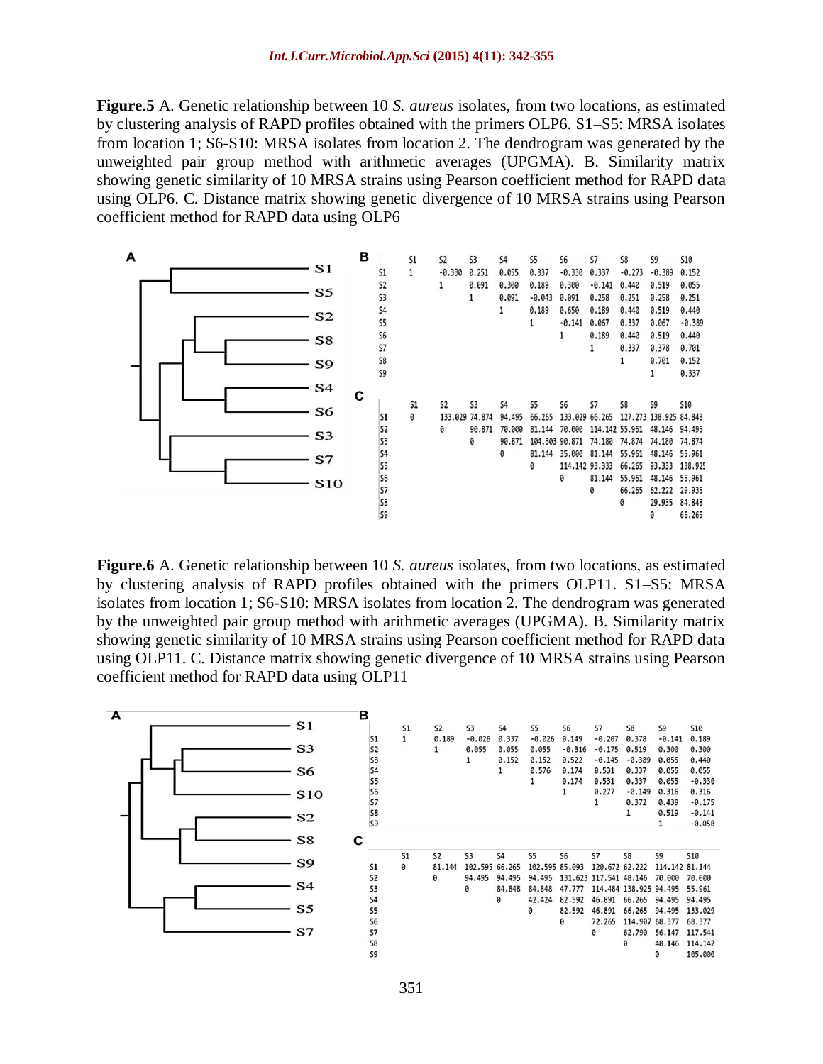**Figure.5** A. Genetic relationship between 10 *S. aureus* isolates, from two locations, as estimated by clustering analysis of RAPD profiles obtained with the primers OLP6. S1–S5: MRSA isolates from location 1; S6-S10: MRSA isolates from location 2. The dendrogram was generated by the unweighted pair group method with arithmetic averages (UPGMA). B. Similarity matrix showing genetic similarity of 10 MRSA strains using Pearson coefficient method for RAPD data using OLP6. C. Distance matrix showing genetic divergence of 10 MRSA strains using Pearson coefficient method for RAPD data using OLP6

A (dendrogram order): S1, S5, S2, S8, S9, S4, S6, S3, S7, S10

B

| | S1 | S2 | S3 | S4 | S5 | S6 | S7 | S8 | S9 | S10 |
|---|---|---|---|---|---|---|---|---|---|---|
| S1 | 1 | -0.330 | 0.251 | 0.055 | 0.337 | -0.330 | 0.337 | -0.273 | -0.389 | 0.152 |
| S2 | | 1 | 0.091 | 0.300 | 0.189 | 0.300 | -0.141 | 0.440 | 0.519 | 0.055 |
| S3 | | | 1 | 0.091 | -0.043 | 0.091 | 0.258 | 0.251 | 0.258 | 0.251 |
| S4 | | | | 1 | 0.189 | 0.650 | 0.189 | 0.440 | 0.519 | 0.440 |
| S5 | | | | | 1 | -0.141 | 0.067 | 0.337 | 0.067 | -0.389 |
| S6 | | | | | | 1 | 0.189 | 0.440 | 0.519 | 0.440 |
| S7 | | | | | | | 1 | 0.337 | 0.378 | 0.701 |
| S8 | | | | | | | | 1 | 0.701 | 0.152 |
| S9 | | | | | | | | | 1 | 0.337 |

C

| | S1 | S2 | S3 | S4 | S5 | S6 | S7 | S8 | S9 | S10 |
|---|---|---|---|---|---|---|---|---|---|---|
| S1 | 0 | 133.029 | 74.874 | 94.495 | 66.265 | 133.029 | 66.265 | 127.273 | 138.925 | 84.848 |
| S2 | | 0 | 90.871 | 70.000 | 81.144 | 70.000 | 114.142 | 55.961 | 48.146 | 94.495 |
| S3 | | | 0 | 90.871 | 104.303 | 90.871 | 74.180 | 74.874 | 74.180 | 74.874 |
| S4 | | | | 0 | 81.144 | 35.000 | 81.144 | 55.961 | 48.146 | 55.961 |
| S5 | | | | | 0 | 114.142 | 93.333 | 66.265 | 93.333 | 138.925 |
| S6 | | | | | | 0 | 81.144 | 55.961 | 48.146 | 55.961 |
| S7 | | | | | | | 0 | 66.265 | 62.222 | 29.935 |
| S8 | | | | | | | | 0 | 29.935 | 84.848 |
| S9 | | | | | | | | | 0 | 66.265 |

**Figure.6** A. Genetic relationship between 10 *S. aureus* isolates, from two locations, as estimated by clustering analysis of RAPD profiles obtained with the primers OLP11. S1–S5: MRSA isolates from location 1; S6-S10: MRSA isolates from location 2. The dendrogram was generated by the unweighted pair group method with arithmetic averages (UPGMA). B. Similarity matrix showing genetic similarity of 10 MRSA strains using Pearson coefficient method for RAPD data using OLP11. C. Distance matrix showing genetic divergence of 10 MRSA strains using Pearson coefficient method for RAPD data using OLP11

A (dendrogram order): S1, S3, S6, S10, S2, S8, S9, S4, S5, S7

B

| | S1 | S2 | S3 | S4 | S5 | S6 | S7 | S8 | S9 | S10 |
|---|---|---|---|---|---|---|---|---|---|---|
| S1 | 1 | 0.189 | -0.026 | 0.337 | -0.026 | 0.149 | -0.207 | 0.378 | -0.141 | 0.189 |
| S2 | | 1 | 0.055 | 0.055 | 0.055 | -0.316 | -0.175 | 0.519 | 0.300 | 0.300 |
| S3 | | | 1 | 0.152 | 0.152 | 0.522 | -0.145 | -0.389 | 0.055 | 0.440 |
| S4 | | | | 1 | 0.576 | 0.174 | 0.531 | 0.337 | 0.055 | 0.055 |
| S5 | | | | | 1 | 0.174 | 0.531 | 0.337 | 0.055 | -0.330 |
| S6 | | | | | | 1 | 0.277 | -0.149 | 0.316 | 0.316 |
| S7 | | | | | | | 1 | 0.372 | 0.439 | -0.175 |
| S8 | | | | | | | | 1 | 0.519 | -0.141 |
| S9 | | | | | | | | | 1 | -0.050 |

C

| | S1 | S2 | S3 | S4 | S5 | S6 | S7 | S8 | S9 | S10 |
|---|---|---|---|---|---|---|---|---|---|---|
| S1 | 0 | 81.144 | 102.595 | 66.265 | 102.595 | 85.093 | 120.672 | 62.222 | 114.142 | 81.144 |
| S2 | | 0 | 94.495 | 94.495 | 94.495 | 131.623 | 117.541 | 48.146 | 70.000 | 70.000 |
| S3 | | | 0 | 84.848 | 84.848 | 47.777 | 114.484 | 138.925 | 94.495 | 55.961 |
| S4 | | | | 0 | 42.424 | 82.592 | 46.891 | 66.265 | 94.495 | 94.495 |
| S5 | | | | | 0 | 82.592 | 46.891 | 66.265 | 94.495 | 133.029 |
| S6 | | | | | | 0 | 72.265 | 114.907 | 68.377 | 68.377 |
| S7 | | | | | | | 0 | 62.790 | 56.147 | 117.541 |
| S8 | | | | | | | | 0 | 48.146 | 114.142 |
| S9 | | | | | | | | | 0 | 105.000 |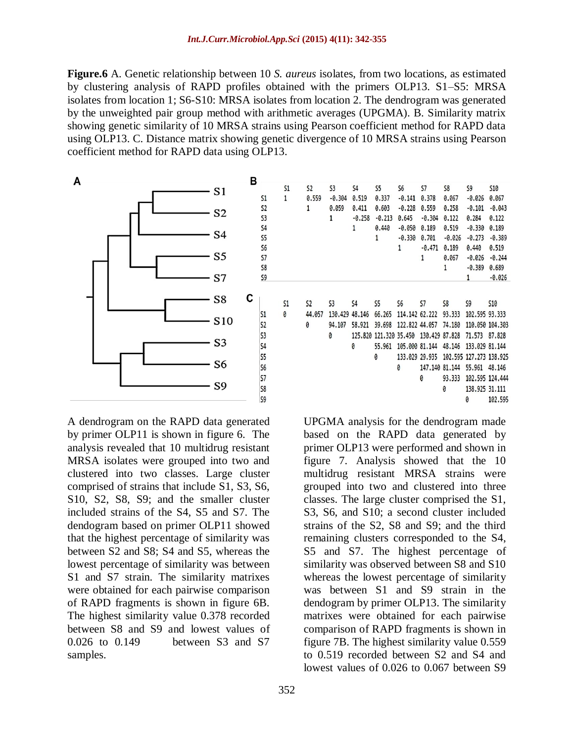**Figure.6** A. Genetic relationship between 10 *S. aureus* isolates, from two locations, as estimated by clustering analysis of RAPD profiles obtained with the primers OLP13. S1–S5: MRSA isolates from location 1; S6-S10: MRSA isolates from location 2. The dendrogram was generated by the unweighted pair group method with arithmetic averages (UPGMA). B. Similarity matrix showing genetic similarity of 10 MRSA strains using Pearson coefficient method for RAPD data using OLP13. C. Distance matrix showing genetic divergence of 10 MRSA strains using Pearson coefficient method for RAPD data using OLP13.

**A** (dendrogram leaf order: S1, S2, S4, S5, S7, S8, S10, S3, S6, S9)

**B**

| | S1 | S2 | S3 | S4 | S5 | S6 | S7 | S8 | S9 | S10 |
|---|---|---|---|---|---|---|---|---|---|---|
| S1 | 1 | 0.559 | -0.304 | 0.519 | 0.337 | -0.141 | 0.378 | 0.067 | -0.026 | 0.067 |
| S2 | | 1 | 0.059 | 0.411 | 0.603 | -0.228 | 0.559 | 0.258 | -0.101 | -0.043 |
| S3 | | | 1 | -0.258 | -0.213 | 0.645 | -0.304 | 0.122 | 0.284 | 0.122 |
| S4 | | | | 1 | 0.440 | -0.050 | 0.189 | 0.519 | -0.330 | 0.189 |
| S5 | | | | | 1 | -0.330 | 0.701 | -0.026 | -0.273 | -0.389 |
| S6 | | | | | | 1 | -0.471 | 0.189 | 0.440 | 0.519 |
| S7 | | | | | | | 1 | 0.067 | -0.026 | -0.244 |
| S8 | | | | | | | | 1 | -0.389 | 0.689 |
| S9 | | | | | | | | | 1 | -0.026 |

**C**

| | S1 | S2 | S3 | S4 | S5 | S6 | S7 | S8 | S9 | S10 |
|---|---|---|---|---|---|---|---|---|---|---|
| S1 | 0 | 44.057 | 130.429 | 48.146 | 66.265 | 114.142 | 62.222 | 93.333 | 102.595 | 93.333 |
| S2 | | 0 | 94.107 | 58.921 | 39.698 | 122.822 | 44.057 | 74.180 | 110.050 | 104.303 |
| S3 | | | 0 | 125.820 | 121.320 | 35.450 | 130.429 | 87.828 | 71.573 | 87.828 |
| S4 | | | | 0 | 55.961 | 105.000 | 81.144 | 48.146 | 133.029 | 81.144 |
| S5 | | | | | 0 | 133.029 | 29.935 | 102.595 | 127.273 | 138.925 |
| S6 | | | | | | 0 | 147.140 | 81.144 | 55.961 | 48.146 |
| S7 | | | | | | | 0 | 93.333 | 102.595 | 124.444 |
| S8 | | | | | | | | 0 | 138.925 | 31.111 |
| S9 | | | | | | | | | 0 | 102.595 |

A dendrogram on the RAPD data generated by primer OLP11 is shown in figure 6. The analysis revealed that 10 multidrug resistant MRSA isolates were grouped into two and clustered into two classes. Large cluster comprised of strains that include S1, S3, S6, S10, S2, S8, S9; and the smaller cluster included strains of the S4, S5 and S7. The dendogram based on primer OLP11 showed that the highest percentage of similarity was between S2 and S8; S4 and S5, whereas the lowest percentage of similarity was between S1 and S7 strain. The similarity matrixes were obtained for each pairwise comparison of RAPD fragments is shown in figure 6B. The highest similarity value 0.378 recorded between S8 and S9 and lowest values of 0.026 to 0.149 between S3 and S7 samples.

UPGMA analysis for the dendrogram made based on the RAPD data generated by primer OLP13 were performed and shown in figure 7. Analysis showed that the 10 multidrug resistant MRSA strains were grouped into two and clustered into three classes. The large cluster comprised the S1, S3, S6, and S10; a second cluster included strains of the S2, S8 and S9; and the third remaining clusters corresponded to the S4, S5 and S7. The highest percentage of similarity was observed between S8 and S10 whereas the lowest percentage of similarity was between S1 and S9 strain in the dendogram by primer OLP13. The similarity matrixes were obtained for each pairwise comparison of RAPD fragments is shown in figure 7B. The highest similarity value 0.559 to 0.519 recorded between S2 and S4 and lowest values of 0.026 to 0.067 between S9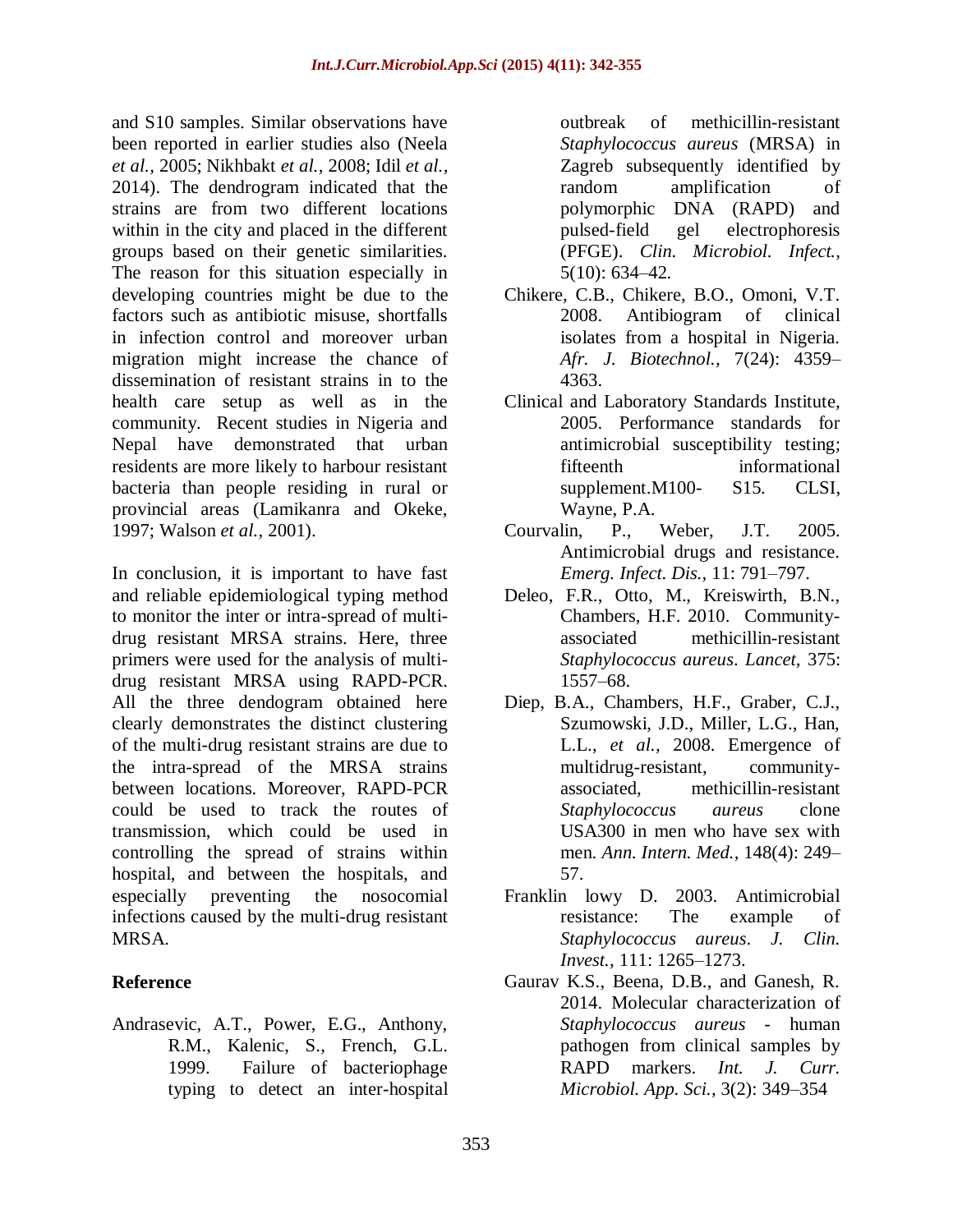and S10 samples. Similar observations have been reported in earlier studies also (Neela *et al.,* 2005; Nikhbakt *et al.,* 2008; Idil *et al.,* 2014). The dendrogram indicated that the strains are from two different locations within in the city and placed in the different groups based on their genetic similarities. The reason for this situation especially in developing countries might be due to the factors such as antibiotic misuse, shortfalls in infection control and moreover urban migration might increase the chance of dissemination of resistant strains in to the health care setup as well as in the community. Recent studies in Nigeria and Nepal have demonstrated that urban residents are more likely to harbour resistant bacteria than people residing in rural or provincial areas (Lamikanra and Okeke, 1997; Walson *et al.,* 2001).

In conclusion, it is important to have fast and reliable epidemiological typing method to monitor the inter or intra-spread of multi-drug resistant MRSA strains. Here, three primers were used for the analysis of multi-drug resistant MRSA using RAPD-PCR. All the three dendogram obtained here clearly demonstrates the distinct clustering of the multi-drug resistant strains are due to the intra-spread of the MRSA strains between locations. Moreover, RAPD-PCR could be used to track the routes of transmission, which could be used in controlling the spread of strains within hospital, and between the hospitals, and especially preventing the nosocomial infections caused by the multi-drug resistant MRSA.

## Reference

Andrasevic, A.T., Power, E.G., Anthony, R.M., Kalenic, S., French, G.L. 1999. Failure of bacteriophage typing to detect an inter-hospital outbreak of methicillin-resistant *Staphylococcus aureus* (MRSA) in Zagreb subsequently identified by random amplification of polymorphic DNA (RAPD) and pulsed-field gel electrophoresis (PFGE). *Clin. Microbiol. Infect.,* 5(10): 634–42.

Chikere, C.B., Chikere, B.O., Omoni, V.T. 2008. Antibiogram of clinical isolates from a hospital in Nigeria. *Afr. J. Biotechnol.,* 7(24): 4359–4363.

Clinical and Laboratory Standards Institute, 2005. Performance standards for antimicrobial susceptibility testing; fifteenth informational supplement.M100- S15. CLSI, Wayne, P.A.

Courvalin, P., Weber, J.T. 2005. Antimicrobial drugs and resistance. *Emerg. Infect. Dis.,* 11: 791–797.

Deleo, F.R., Otto, M., Kreiswirth, B.N., Chambers, H.F. 2010. Community-associated methicillin-resistant *Staphylococcus aureus*. *Lancet,* 375: 1557–68.

Diep, B.A., Chambers, H.F., Graber, C.J., Szumowski, J.D., Miller, L.G., Han, L.L., *et al.,* 2008. Emergence of multidrug-resistant, community-associated, methicillin-resistant *Staphylococcus aureus* clone USA300 in men who have sex with men. *Ann. Intern. Med.,* 148(4): 249–57.

Franklin lowy D. 2003. Antimicrobial resistance: The example of *Staphylococcus aureus*. *J. Clin. Invest.,* 111: 1265–1273.

Gaurav K.S., Beena, D.B., and Ganesh, R. 2014. Molecular characterization of *Staphylococcus aureus* - human pathogen from clinical samples by RAPD markers. *Int. J. Curr. Microbiol. App. Sci.,* 3(2): 349–354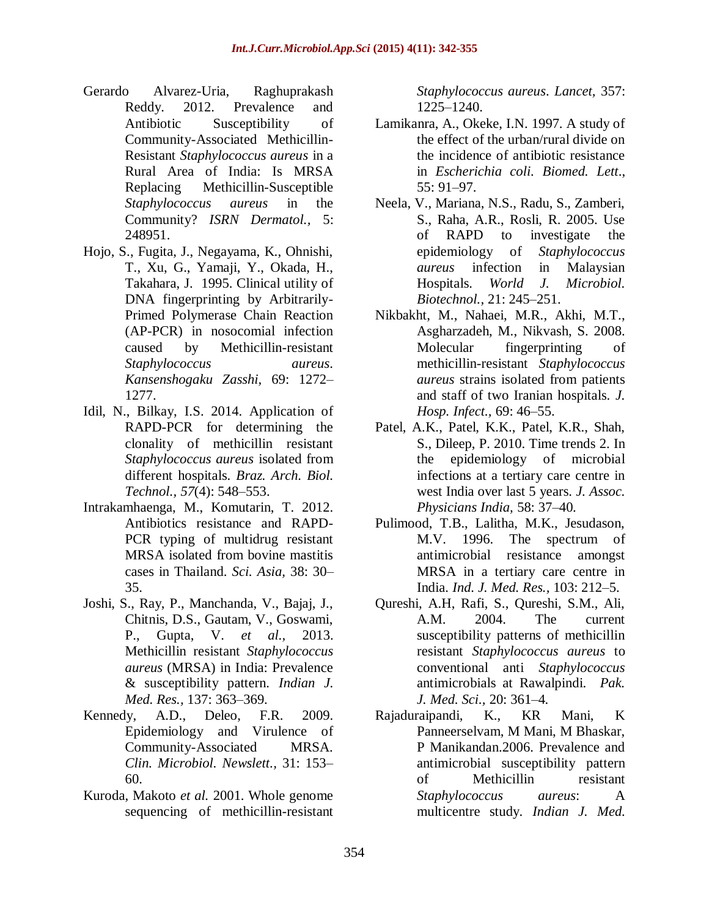Gerardo Alvarez-Uria, Raghuprakash Reddy. 2012. Prevalence and Antibiotic Susceptibility of Community-Associated Methicillin-Resistant *Staphylococcus aureus* in a Rural Area of India: Is MRSA Replacing Methicillin-Susceptible *Staphylococcus aureus* in the Community? *ISRN Dermatol.,* 5: 248951.

Hojo, S., Fugita, J., Negayama, K., Ohnishi, T., Xu, G., Yamaji, Y., Okada, H., Takahara, J. 1995. Clinical utility of DNA fingerprinting by Arbitrarily-Primed Polymerase Chain Reaction (AP-PCR) in nosocomial infection caused by Methicillin-resistant *Staphylococcus aureus*. *Kansenshogaku Zasshi,* 69: 1272–1277.

Idil, N., Bilkay, I.S. 2014. Application of RAPD-PCR for determining the clonality of methicillin resistant *Staphylococcus aureus* isolated from different hospitals. *Braz. Arch. Biol. Technol., 57*(4): 548–553.

Intrakamhaenga, M., Komutarin, T. 2012. Antibiotics resistance and RAPD-PCR typing of multidrug resistant MRSA isolated from bovine mastitis cases in Thailand. *Sci. Asia,* 38: 30–35.

Joshi, S., Ray, P., Manchanda, V., Bajaj, J., Chitnis, D.S., Gautam, V., Goswami, P., Gupta, V. *et al.,* 2013. Methicillin resistant *Staphylococcus aureus* (MRSA) in India: Prevalence & susceptibility pattern. *Indian J. Med. Res.,* 137: 363–369.

Kennedy, A.D., Deleo, F.R. 2009. Epidemiology and Virulence of Community-Associated MRSA. *Clin. Microbiol. Newslett.,* 31: 153–60.

Kuroda, Makoto *et al.* 2001. Whole genome sequencing of methicillin-resistant *Staphylococcus aureus*. *Lancet,* 357: 1225–1240.

Lamikanra, A., Okeke, I.N. 1997. A study of the effect of the urban/rural divide on the incidence of antibiotic resistance in *Escherichia coli*. *Biomed. Lett.,* 55: 91–97.

Neela, V., Mariana, N.S., Radu, S., Zamberi, S., Raha, A.R., Rosli, R. 2005. Use of RAPD to investigate the epidemiology of *Staphylococcus aureus* infection in Malaysian Hospitals. *World J. Microbiol. Biotechnol.,* 21: 245–251.

Nikbakht, M., Nahaei, M.R., Akhi, M.T., Asgharzadeh, M., Nikvash, S. 2008. Molecular fingerprinting of methicillin-resistant *Staphylococcus aureus* strains isolated from patients and staff of two Iranian hospitals. *J. Hosp. Infect.,* 69: 46–55.

Patel, A.K., Patel, K.K., Patel, K.R., Shah, S., Dileep, P. 2010. Time trends 2. In the epidemiology of microbial infections at a tertiary care centre in west India over last 5 years. *J. Assoc. Physicians India,* 58: 37–40.

Pulimood, T.B., Lalitha, M.K., Jesudason, M.V. 1996. The spectrum of antimicrobial resistance amongst MRSA in a tertiary care centre in India. *Ind. J. Med. Res.,* 103: 212–5.

Qureshi, A.M, Rafi, S., Qureshi, S.M., Ali, A.M. 2004. The current susceptibility patterns of methicillin resistant *Staphylococcus aureus* to conventional anti *Staphylococcus* antimicrobials at Rawalpindi. *Pak. J. Med. Sci.,* 20: 361–4.

Rajaduraipandi, K., KR Mani, K Panneerselvam, M Mani, M Bhaskar, P Manikandan.2006. Prevalence and antimicrobial susceptibility pattern of Methicillin resistant *Staphylococcus aureus*: A multicentre study. *Indian J. Med.*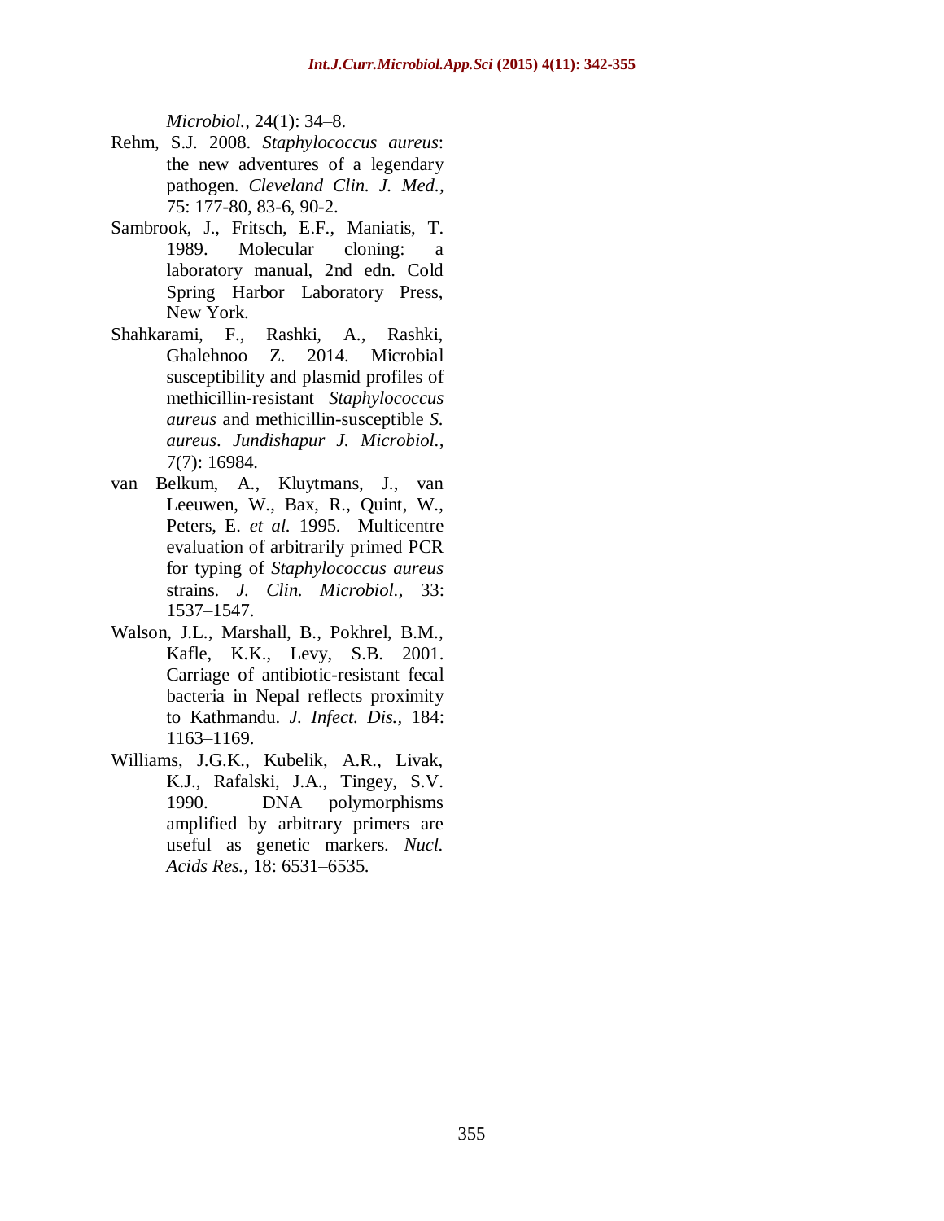*Microbiol.*, 24(1): 34–8.

Rehm, S.J. 2008. *Staphylococcus aureus*: the new adventures of a legendary pathogen. *Cleveland Clin. J. Med.*, 75: 177-80, 83-6, 90-2.

Sambrook, J., Fritsch, E.F., Maniatis, T. 1989. Molecular cloning: a laboratory manual, 2nd edn. Cold Spring Harbor Laboratory Press, New York.

Shahkarami, F., Rashki, A., Rashki, Ghalehnoo Z. 2014. Microbial susceptibility and plasmid profiles of methicillin-resistant *Staphylococcus aureus* and methicillin-susceptible *S. aureus*. *Jundishapur J. Microbiol.*, 7(7): 16984.

van Belkum, A., Kluytmans, J., van Leeuwen, W., Bax, R., Quint, W., Peters, E. *et al.* 1995. Multicentre evaluation of arbitrarily primed PCR for typing of *Staphylococcus aureus* strains. *J. Clin. Microbiol.*, 33: 1537–1547.

Walson, J.L., Marshall, B., Pokhrel, B.M., Kafle, K.K., Levy, S.B. 2001. Carriage of antibiotic-resistant fecal bacteria in Nepal reflects proximity to Kathmandu. *J. Infect. Dis.*, 184: 1163–1169.

Williams, J.G.K., Kubelik, A.R., Livak, K.J., Rafalski, J.A., Tingey, S.V. 1990. DNA polymorphisms amplified by arbitrary primers are useful as genetic markers. *Nucl. Acids Res.*, 18: 6531–6535.